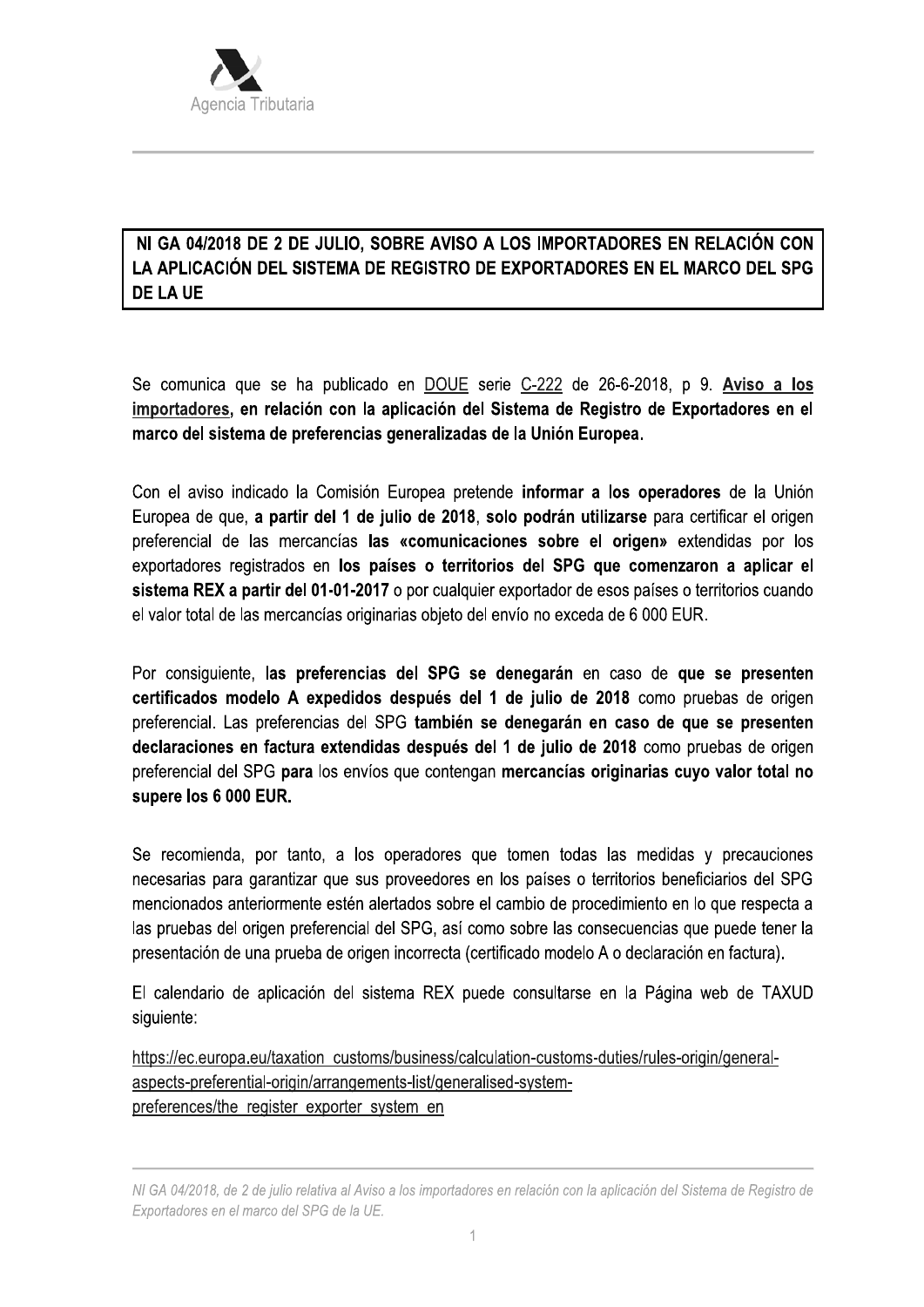# NI GA 04/2018 DE 2 DE JULIO, SOBRE AVISO A LOS IMPORTADORES EN RELACIÓN CON LA APLICACIÓN DEL SISTEMA DE REGISTRO DE EXPORTADORES EN EL MARCO DEL SPG DE LA UE

Se comunica que se ha publicado en DOUE serie C-222 de 26-6-2018, p 9. **Aviso a los importadores, en relación con la aplicación del Sistema de Registro de Exportadores en el marco del sistema de preferencias generalizadas de la Unión Europea.**

Con el aviso indicado la Comisión Europea pretende **informar a los operadores** de la Unión Europea de que, **a partir del 1 de julio de 2018**, **solo podrán utilizarse** para certificar el origen preferencial de las mercancías **las «comunicaciones sobre el origen»** extendidas por los exportadores registrados en **los países o territorios del SPG que comenzaron a aplicar el sistema REX a partir del 01-01-2017** o por cualquier exportador de esos países o territorios cuando el valor total de las mercancías originarias objeto del envío no exceda de 6 000 EUR.

Por consiguiente, **las preferencias del SPG se denegarán** en caso de **que se presenten certificados modelo A expedidos después del 1 de julio de 2018** como pruebas de origen preferencial. Las preferencias del SPG **también se denegarán en caso de que se presenten declaraciones en factura extendidas después del 1 de julio de 2018** como pruebas de origen preferencial del SPG **para** los envíos que contengan **mercancías originarias cuyo valor total no supere los 6 000 EUR.**

Se recomienda, por tanto, a los operadores que tomen todas las medidas y precauciones necesarias para garantizar que sus proveedores en los países o territorios beneficiarios del SPG mencionados anteriormente estén alertados sobre el cambio de procedimiento en lo que respecta a las pruebas del origen preferencial del SPG, así como sobre las consecuencias que puede tener la presentación de una prueba de origen incorrecta (certificado modelo A o declaración en factura).

El calendario de aplicación del sistema REX puede consultarse en la Página web de TAXUD siguiente:

https://ec.europa.eu/taxation_customs/business/calculation-customs-duties/rules-origin/general-aspects-preferential-origin/arrangements-list/generalised-system-preferences/the_register_exporter_system_en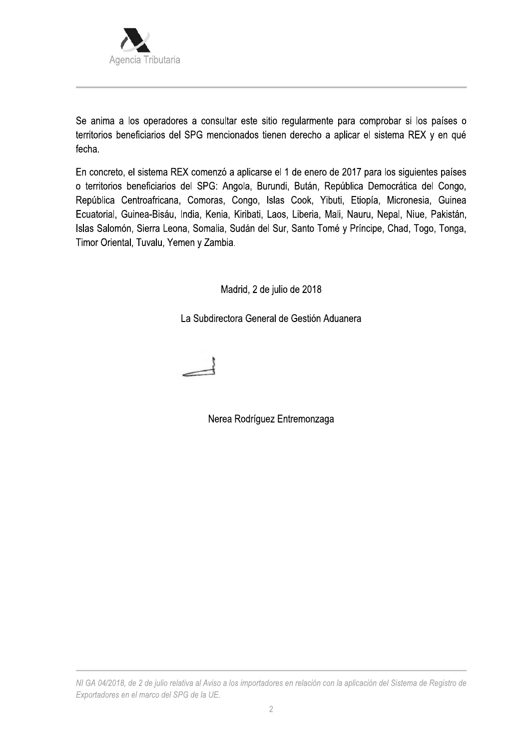Se anima a los operadores a consultar este sitio regularmente para comprobar si los países o territorios beneficiarios del SPG mencionados tienen derecho a aplicar el sistema REX y en qué fecha.

En concreto, el sistema REX comenzó a aplicarse el 1 de enero de 2017 para los siguientes países o territorios beneficiarios del SPG: Angola, Burundi, Bután, República Democrática del Congo, República Centroafricana, Comoras, Congo, Islas Cook, Yibuti, Etiopía, Micronesia, Guinea Ecuatorial, Guinea-Bisáu, India, Kenia, Kiribati, Laos, Liberia, Mali, Nauru, Nepal, Niue, Pakistán, Islas Salomón, Sierra Leona, Somalia, Sudán del Sur, Santo Tomé y Príncipe, Chad, Togo, Tonga, Timor Oriental, Tuvalu, Yemen y Zambia.

Madrid, 2 de julio de 2018

La Subdirectora General de Gestión Aduanera

Nerea Rodríguez Entremonzaga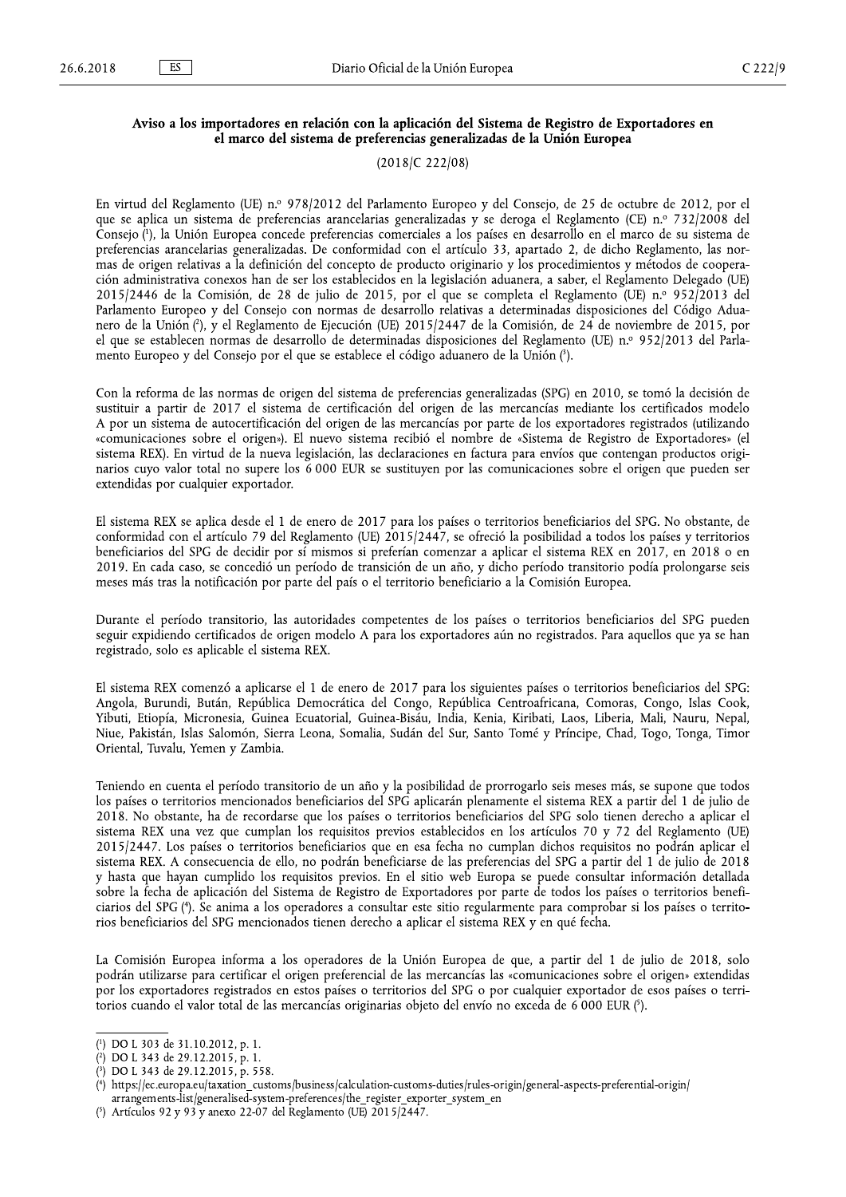## Aviso a los importadores en relación con la aplicación del Sistema de Registro de Exportadores en el marco del sistema de preferencias generalizadas de la Unión Europea

(2018/C 222/08)

En virtud del Reglamento (UE) n.º 978/2012 del Parlamento Europeo y del Consejo, de 25 de octubre de 2012, por el que se aplica un sistema de preferencias arancelarias generalizadas y se deroga el Reglamento (CE) n.º 732/2008 del Consejo ([1]), la Unión Europea concede preferencias comerciales a los países en desarrollo en el marco de su sistema de preferencias arancelarias generalizadas. De conformidad con el artículo 33, apartado 2, de dicho Reglamento, las normas de origen relativas a la definición del concepto de producto originario y los procedimientos y métodos de cooperación administrativa conexos han de ser los establecidos en la legislación aduanera, a saber, el Reglamento Delegado (UE) 2015/2446 de la Comisión, de 28 de julio de 2015, por el que se completa el Reglamento (UE) n.º 952/2013 del Parlamento Europeo y del Consejo con normas de desarrollo relativas a determinadas disposiciones del Código Aduanero de la Unión ([2]), y el Reglamento de Ejecución (UE) 2015/2447 de la Comisión, de 24 de noviembre de 2015, por el que se establecen normas de desarrollo de determinadas disposiciones del Reglamento (UE) n.º 952/2013 del Parlamento Europeo y del Consejo por el que se establece el código aduanero de la Unión ([3]).

Con la reforma de las normas de origen del sistema de preferencias generalizadas (SPG) en 2010, se tomó la decisión de sustituir a partir de 2017 el sistema de certificación del origen de las mercancías mediante los certificados modelo A por un sistema de autocertificación del origen de las mercancías por parte de los exportadores registrados (utilizando «comunicaciones sobre el origen»). El nuevo sistema recibió el nombre de «Sistema de Registro de Exportadores» (el sistema REX). En virtud de la nueva legislación, las declaraciones en factura para envíos que contengan productos originarios cuyo valor total no supere los 6 000 EUR se sustituyen por las comunicaciones sobre el origen que pueden ser extendidas por cualquier exportador.

El sistema REX se aplica desde el 1 de enero de 2017 para los países o territorios beneficiarios del SPG. No obstante, de conformidad con el artículo 79 del Reglamento (UE) 2015/2447, se ofreció la posibilidad a todos los países y territorios beneficiarios del SPG de decidir por sí mismos si preferían comenzar a aplicar el sistema REX en 2017, en 2018 o en 2019. En cada caso, se concedió un período de transición de un año, y dicho período transitorio podía prolongarse seis meses más tras la notificación por parte del país o el territorio beneficiario a la Comisión Europea.

Durante el período transitorio, las autoridades competentes de los países o territorios beneficiarios del SPG pueden seguir expidiendo certificados de origen modelo A para los exportadores aún no registrados. Para aquellos que ya se han registrado, solo es aplicable el sistema REX.

El sistema REX comenzó a aplicarse el 1 de enero de 2017 para los siguientes países o territorios beneficiarios del SPG: Angola, Burundi, Bután, República Democrática del Congo, República Centroafricana, Comoras, Congo, Islas Cook, Yibuti, Etiopía, Micronesia, Guinea Ecuatorial, Guinea-Bisáu, India, Kenia, Kiribati, Laos, Liberia, Mali, Nauru, Nepal, Niue, Pakistán, Islas Salomón, Sierra Leona, Somalia, Sudán del Sur, Santo Tomé y Príncipe, Chad, Togo, Tonga, Timor Oriental, Tuvalu, Yemen y Zambia.

Teniendo en cuenta el período transitorio de un año y la posibilidad de prorrogarlo seis meses más, se supone que todos los países o territorios mencionados beneficiarios del SPG aplicarán plenamente el sistema REX a partir del 1 de julio de 2018. No obstante, ha de recordarse que los países o territorios beneficiarios del SPG solo tienen derecho a aplicar el sistema REX una vez que cumplan los requisitos previos establecidos en los artículos 70 y 72 del Reglamento (UE) 2015/2447. Los países o territorios beneficiarios que en esa fecha no cumplan dichos requisitos no podrán aplicar el sistema REX. A consecuencia de ello, no podrán beneficiarse de las preferencias del SPG a partir del 1 de julio de 2018 y hasta que hayan cumplido los requisitos previos. En el sitio web Europa se puede consultar información detallada sobre la fecha de aplicación del Sistema de Registro de Exportadores por parte de todos los países o territorios beneficiarios del SPG ([4]). Se anima a los operadores a consultar este sitio regularmente para comprobar si los países o territorios beneficiarios del SPG mencionados tienen derecho a aplicar el sistema REX y en qué fecha.

La Comisión Europea informa a los operadores de la Unión Europea de que, a partir del 1 de julio de 2018, solo podrán utilizarse para certificar el origen preferencial de las mercancías las «comunicaciones sobre el origen» extendidas por los exportadores registrados en estos países o territorios del SPG o por cualquier exportador de esos países o territorios cuando el valor total de las mercancías originarias objeto del envío no exceda de 6 000 EUR ([5]).

---

([1]) DO L 303 de 31.10.2012, p. 1.

([2]) DO L 343 de 29.12.2015, p. 1.

([3]) DO L 343 de 29.12.2015, p. 558.

([4]) https://ec.europa.eu/taxation_customs/business/calculation-customs-duties/rules-origin/general-aspects-preferential-origin/arrangements-list/generalised-system-preferences/the_register_exporter_system_en

([5]) Artículos 92 y 93 y anexo 22-07 del Reglamento (UE) 2015/2447.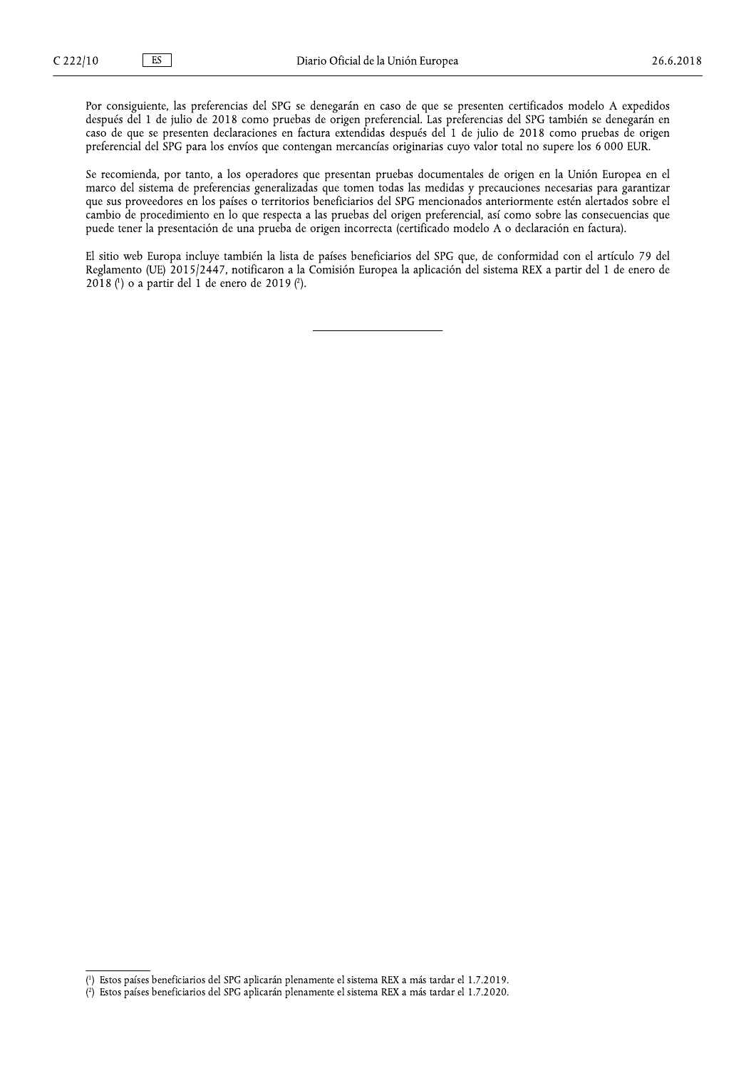Por consiguiente, las preferencias del SPG se denegarán en caso de que se presenten certificados modelo A expedidos después del 1 de julio de 2018 como pruebas de origen preferencial. Las preferencias del SPG también se denegarán en caso de que se presenten declaraciones en factura extendidas después del 1 de julio de 2018 como pruebas de origen preferencial del SPG para los envíos que contengan mercancías originarias cuyo valor total no supere los 6 000 EUR.

Se recomienda, por tanto, a los operadores que presentan pruebas documentales de origen en la Unión Europea en el marco del sistema de preferencias generalizadas que tomen todas las medidas y precauciones necesarias para garantizar que sus proveedores en los países o territorios beneficiarios del SPG mencionados anteriormente estén alertados sobre el cambio de procedimiento en lo que respecta a las pruebas del origen preferencial, así como sobre las consecuencias que puede tener la presentación de una prueba de origen incorrecta (certificado modelo A o declaración en factura).

El sitio web Europa incluye también la lista de países beneficiarios del SPG que, de conformidad con el artículo 79 del Reglamento (UE) 2015/2447, notificaron a la Comisión Europea la aplicación del sistema REX a partir del 1 de enero de 2018 [1] o a partir del 1 de enero de 2019 [2].

---

[1] Estos países beneficiarios del SPG aplicarán plenamente el sistema REX a más tardar el 1.7.2019.

[2] Estos países beneficiarios del SPG aplicarán plenamente el sistema REX a más tardar el 1.7.2020.